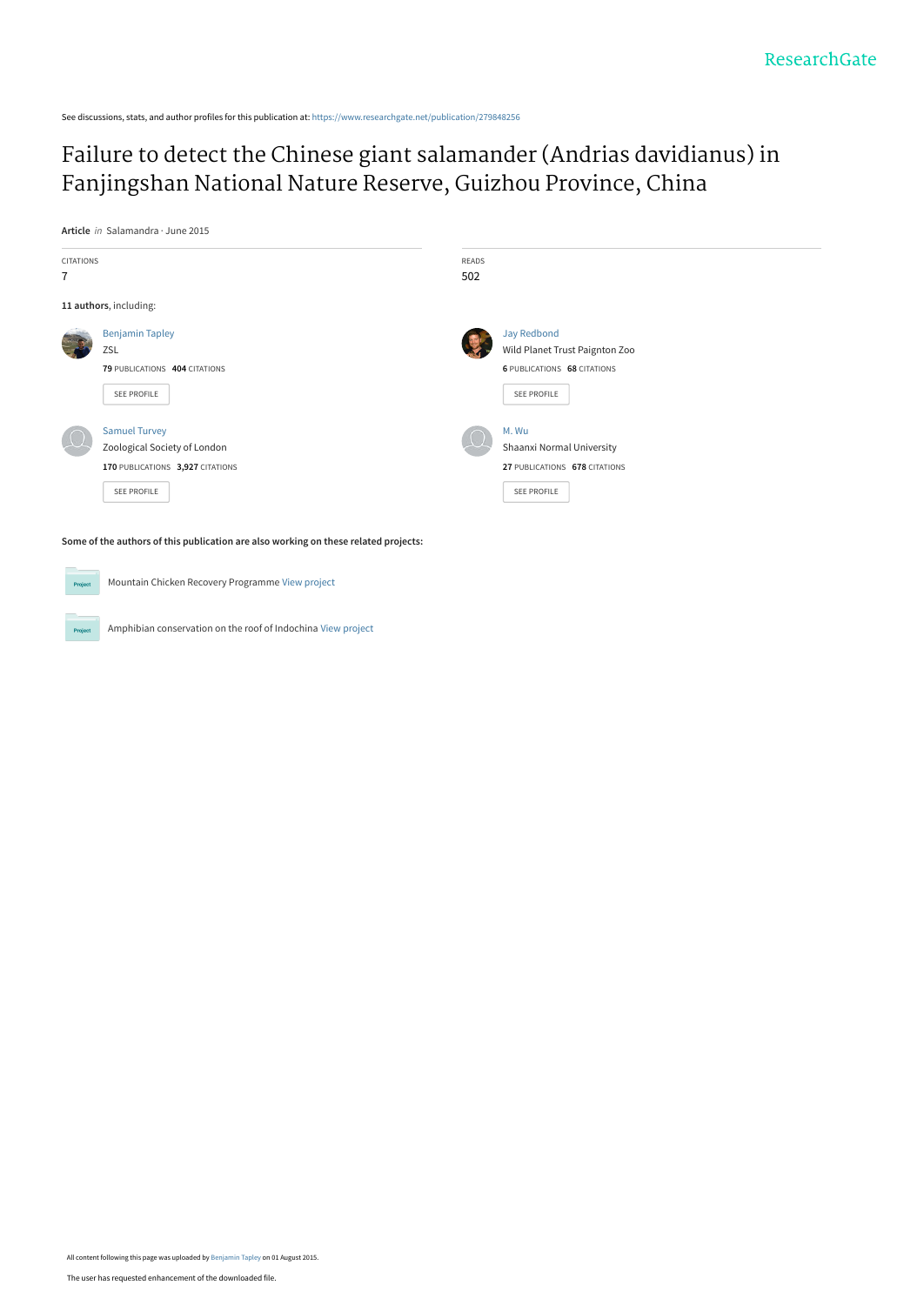See discussions, stats, and author profiles for this publication at: https://www.researchgate.net/publication/279848256

# Failure to detect the Chinese giant salamander (Andrias davidianus) in Fanjingshan National Nature Reserve, Guizhou Province, China

**Article** *in* Salamandra · June 2015

CITATIONS
7

READS
502

**11 authors**, including:

Benjamin Tapley
ZSL
**79** PUBLICATIONS **404** CITATIONS
SEE PROFILE

Jay Redbond
Wild Planet Trust Paignton Zoo
**6** PUBLICATIONS **68** CITATIONS
SEE PROFILE

Samuel Turvey
Zoological Society of London
**170** PUBLICATIONS **3,927** CITATIONS
SEE PROFILE

M. Wu
Shaanxi Normal University
**27** PUBLICATIONS **678** CITATIONS
SEE PROFILE

**Some of the authors of this publication are also working on these related projects:**

Mountain Chicken Recovery Programme View project

Amphibian conservation on the roof of Indochina View project

All content following this page was uploaded by Benjamin Tapley on 01 August 2015.

The user has requested enhancement of the downloaded file.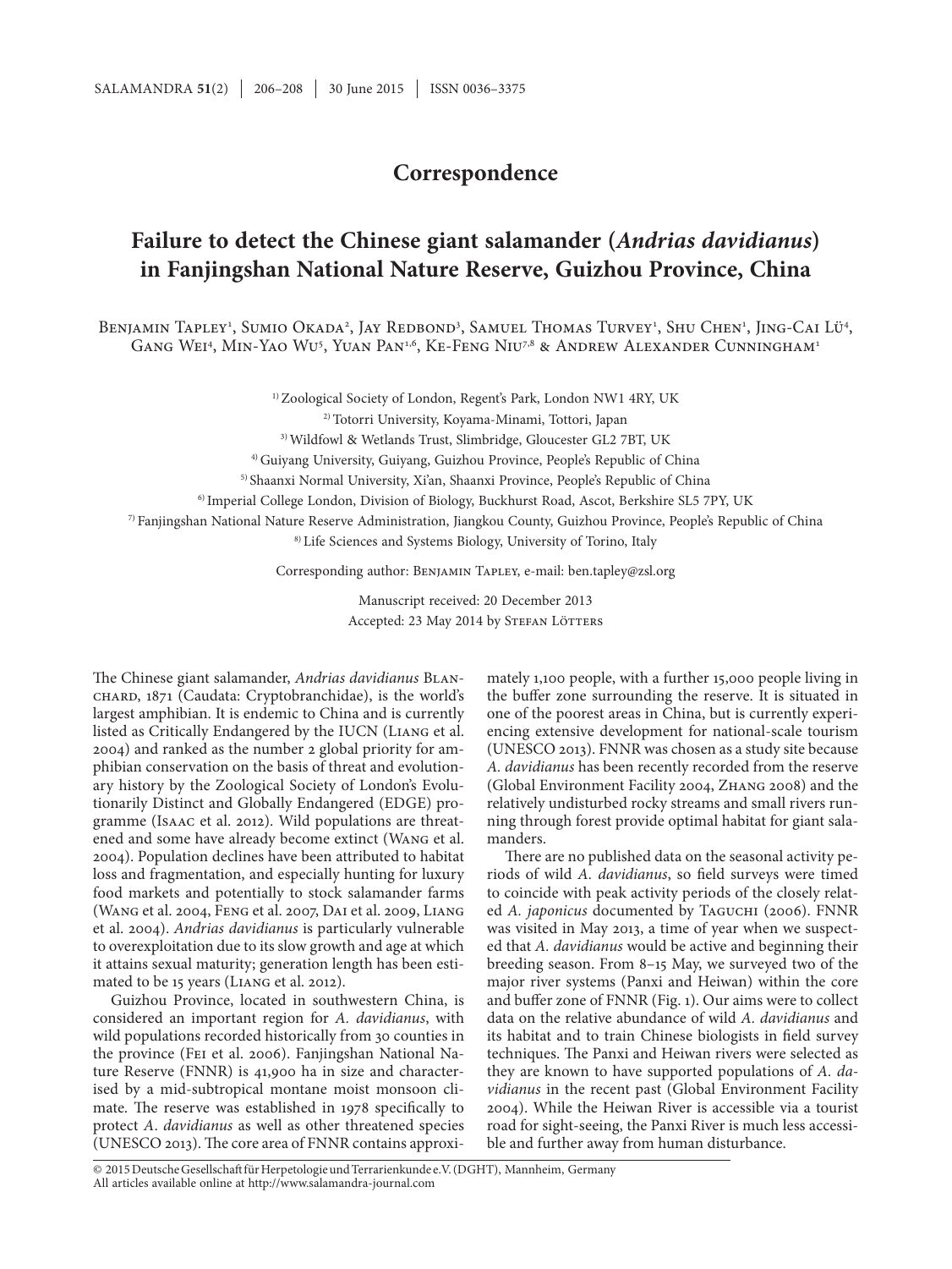# Correspondence

## Failure to detect the Chinese giant salamander (*Andrias davidianus*) in Fanjingshan National Nature Reserve, Guizhou Province, China

Benjamin Tapley[1], Sumio Okada[2], Jay Redbond[3], Samuel Thomas Turvey[1], Shu Chen[1], Jing-Cai Lü[4], Gang Wei[4], Min-Yao Wu[5], Yuan Pan[1,6], Ke-Feng Niu[7,8] & Andrew Alexander Cunningham[1]

[1] Zoological Society of London, Regent's Park, London NW1 4RY, UK
[2] Totorri University, Koyama-Minami, Tottori, Japan
[3] Wildfowl & Wetlands Trust, Slimbridge, Gloucester GL2 7BT, UK
[4] Guiyang University, Guiyang, Guizhou Province, People's Republic of China
[5] Shaanxi Normal University, Xi'an, Shaanxi Province, People's Republic of China
[6] Imperial College London, Division of Biology, Buckhurst Road, Ascot, Berkshire SL5 7PY, UK
[7] Fanjingshan National Nature Reserve Administration, Jiangkou County, Guizhou Province, People's Republic of China
[8] Life Sciences and Systems Biology, University of Torino, Italy

Corresponding author: Benjamin Tapley, e-mail: ben.tapley@zsl.org

Manuscript received: 20 December 2013
Accepted: 23 May 2014 by Stefan Lötters

The Chinese giant salamander, *Andrias davidianus* Blanchard, 1871 (Caudata: Cryptobranchidae), is the world's largest amphibian. It is endemic to China and is currently listed as Critically Endangered by the IUCN (Liang et al. 2004) and ranked as the number 2 global priority for amphibian conservation on the basis of threat and evolutionary history by the Zoological Society of London's Evolutionarily Distinct and Globally Endangered (EDGE) programme (Isaac et al. 2012). Wild populations are threatened and some have already become extinct (Wang et al. 2004). Population declines have been attributed to habitat loss and fragmentation, and especially hunting for luxury food markets and potentially to stock salamander farms (Wang et al. 2004, Feng et al. 2007, Dai et al. 2009, Liang et al. 2004). *Andrias davidianus* is particularly vulnerable to overexploitation due to its slow growth and age at which it attains sexual maturity; generation length has been estimated to be 15 years (Liang et al. 2012).

Guizhou Province, located in southwestern China, is considered an important region for *A. davidianus*, with wild populations recorded historically from 30 counties in the province (Fei et al. 2006). Fanjingshan National Nature Reserve (FNNR) is 41,900 ha in size and characterised by a mid-subtropical montane moist monsoon climate. The reserve was established in 1978 specifically to protect *A. davidianus* as well as other threatened species (UNESCO 2013). The core area of FNNR contains approximately 1,100 people, with a further 15,000 people living in the buffer zone surrounding the reserve. It is situated in one of the poorest areas in China, but is currently experiencing extensive development for national-scale tourism (UNESCO 2013). FNNR was chosen as a study site because *A. davidianus* has been recently recorded from the reserve (Global Environment Facility 2004, Zhang 2008) and the relatively undisturbed rocky streams and small rivers running through forest provide optimal habitat for giant salamanders.

There are no published data on the seasonal activity periods of wild *A. davidianus*, so field surveys were timed to coincide with peak activity periods of the closely related *A. japonicus* documented by Taguchi (2006). FNNR was visited in May 2013, a time of year when we suspected that *A. davidianus* would be active and beginning their breeding season. From 8–15 May, we surveyed two of the major river systems (Panxi and Heiwan) within the core and buffer zone of FNNR (Fig. 1). Our aims were to collect data on the relative abundance of wild *A. davidianus* and its habitat and to train Chinese biologists in field survey techniques. The Panxi and Heiwan rivers were selected as they are known to have supported populations of *A. davidianus* in the recent past (Global Environment Facility 2004). While the Heiwan River is accessible via a tourist road for sight-seeing, the Panxi River is much less accessible and further away from human disturbance.

© 2015 Deutsche Gesellschaft für Herpetologie und Terrarienkunde e.V. (DGHT), Mannheim, Germany
All articles available online at http://www.salamandra-journal.com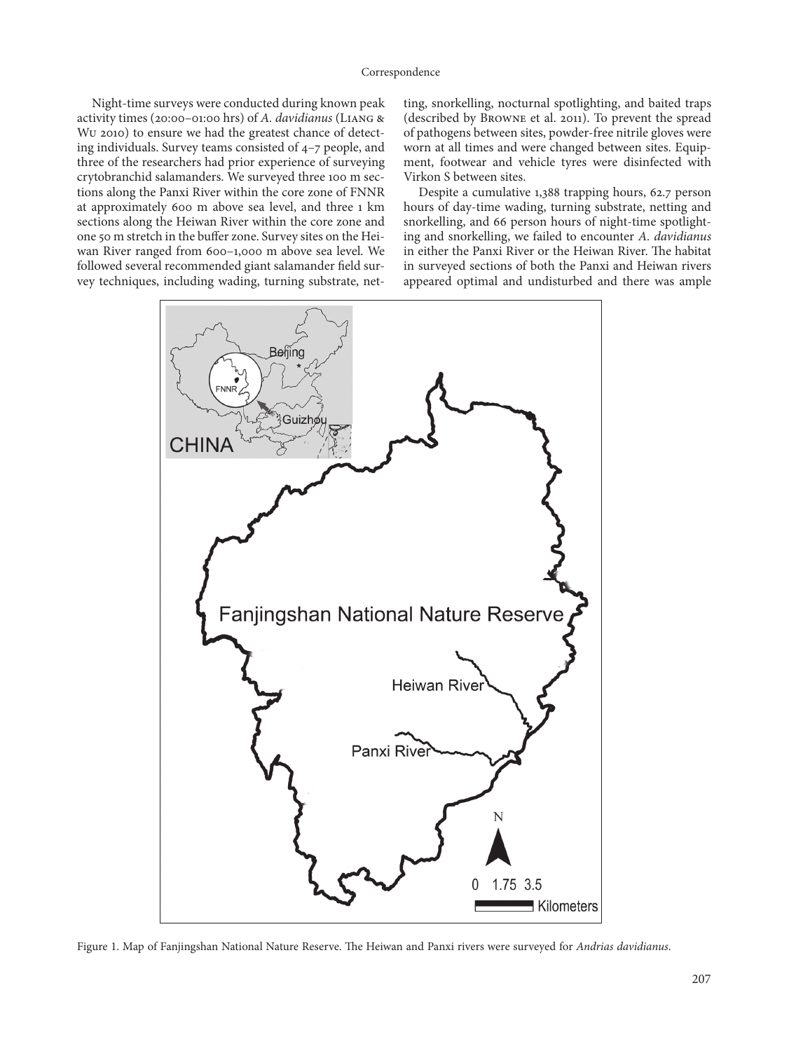Night-time surveys were conducted during known peak activity times (20:00–01:00 hrs) of *A. davidianus* (Liang & Wu 2010) to ensure we had the greatest chance of detecting individuals. Survey teams consisted of 4–7 people, and three of the researchers had prior experience of surveying crytobranchid salamanders. We surveyed three 100 m sections along the Panxi River within the core zone of FNNR at approximately 600 m above sea level, and three 1 km sections along the Heiwan River within the core zone and one 50 m stretch in the buffer zone. Survey sites on the Heiwan River ranged from 600–1,000 m above sea level. We followed several recommended giant salamander field survey techniques, including wading, turning substrate, netting, snorkelling, nocturnal spotlighting, and baited traps (described by Browne et al. 2011). To prevent the spread of pathogens between sites, powder-free nitrile gloves were worn at all times and were changed between sites. Equipment, footwear and vehicle tyres were disinfected with Virkon S between sites.

Despite a cumulative 1,388 trapping hours, 62.7 person hours of day-time wading, turning substrate, netting and snorkelling, and 66 person hours of night-time spotlighting and snorkelling, we failed to encounter *A. davidianus* in either the Panxi River or the Heiwan River. The habitat in surveyed sections of both the Panxi and Heiwan rivers appeared optimal and undisturbed and there was ample

Figure 1. Map of Fanjingshan National Nature Reserve. The Heiwan and Panxi rivers were surveyed for *Andrias davidianus*.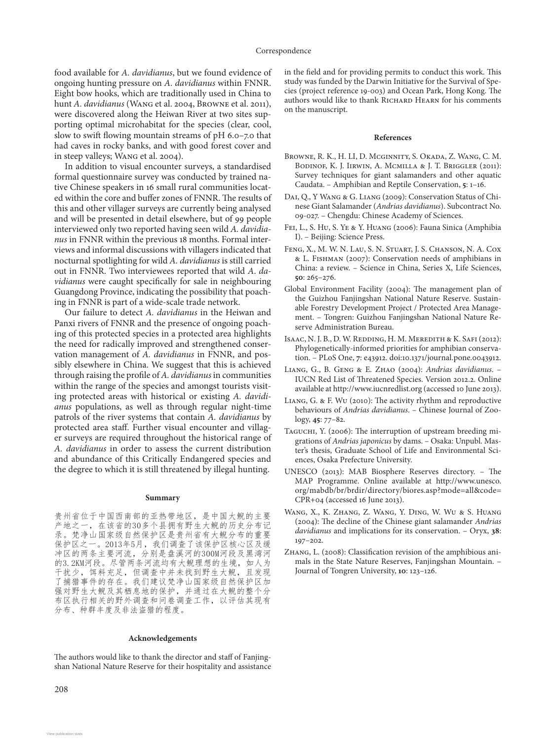food available for *A. davidianus*, but we found evidence of ongoing hunting pressure on *A. davidianus* within FNNR. Eight bow hooks, which are traditionally used in China to hunt *A. davidianus* (Wang et al. 2004, Browne et al. 2011), were discovered along the Heiwan River at two sites supporting optimal microhabitat for the species (clear, cool, slow to swift flowing mountain streams of pH 6.0–7.0 that had caves in rocky banks, and with good forest cover and in steep valleys; Wang et al. 2004).

In addition to visual encounter surveys, a standardised formal questionnaire survey was conducted by trained native Chinese speakers in 16 small rural communities located within the core and buffer zones of FNNR. The results of this and other villager surveys are currently being analysed and will be presented in detail elsewhere, but of 99 people interviewed only two reported having seen wild *A. davidianus* in FNNR within the previous 18 months. Formal interviews and informal discussions with villagers indicated that nocturnal spotlighting for wild *A. davidianus* is still carried out in FNNR. Two interviewees reported that wild *A. davidianus* were caught specifically for sale in neighbouring Guangdong Province, indicating the possibility that poaching in FNNR is part of a wide-scale trade network.

Our failure to detect *A. davidianus* in the Heiwan and Panxi rivers of FNNR and the presence of ongoing poaching of this protected species in a protected area highlights the need for radically improved and strengthened conservation management of *A. davidianus* in FNNR, and possibly elsewhere in China. We suggest that this is achieved through raising the profile of *A. davidianus* in communities within the range of the species and amongst tourists visiting protected areas with historical or existing *A. davidianus* populations, as well as through regular night-time patrols of the river systems that contain *A. davidianus* by protected area staff. Further visual encounter and villager surveys are required throughout the historical range of *A. davidianus* in order to assess the current distribution and abundance of this Critically Endangered species and the degree to which it is still threatened by illegal hunting.

### Summary

贵州省位于中国西南部的亚热带地区，是中国大鲵的主要产地之一，在该省的30多个县拥有野生大鲵的历史分布记录。梵净山国家级自然保护区是贵州省有大鲵分布的重要保护区之一。2013年5月，我们调查了该保护区核心区及缓冲区的两条主要河流，分别是盘溪河的300M河段及黑湾河的3.2KM河段。尽管两条河流均有大鲵理想的生境，如人为干扰少，饵料充足，但调查中并未找到野生大鲵，且发现了捕猎事件的存在。我们建议梵净山国家级自然保护区加强对野生大鲵及其栖息地的保护，并通过在大鲵的整个分布区执行相关的野外调查和问卷调查工作，以评估其现有分布、种群丰度及非法盗猎的程度。

### Acknowledgements

The authors would like to thank the director and staff of Fanjingshan National Nature Reserve for their hospitality and assistance in the field and for providing permits to conduct this work. This study was funded by the Darwin Initiative for the Survival of Species (project reference 19-003) and Ocean Park, Hong Kong. The authors would like to thank Richard Hearn for his comments on the manuscript.

### References

Browne, R. K., H. LI, D. Mcginnity, S. Okada, Z. Wang, C. M. Bodinof, K. J. Iirwin, A. Mcmilla & J. T. Briggler (2011): Survey techniques for giant salamanders and other aquatic Caudata. – Amphibian and Reptile Conservation, **5**: 1–16.

Dai, Q., Y Wang & G. Liang (2009): Conservation Status of Chinese Giant Salamander (*Andrias davidianus*). Subcontract No. 09-027. – Chengdu: Chinese Academy of Sciences.

Fei, L., S. Hu, S. Ye & Y. Huang (2006): Fauna Sinica (Amphibia I). – Beijing: Science Press.

Feng, X., M. W. N. Lau, S. N. Stuart, J. S. Chanson, N. A. Cox & L. Fishman (2007): Conservation needs of amphibians in China: a review. – Science in China, Series X, Life Sciences, **50**: 265–276.

Global Environment Facility (2004): The management plan of the Guizhou Fanjingshan National Nature Reserve. Sustainable Forestry Development Project / Protected Area Management. – Tongren: Guizhou Fanjingshan National Nature Reserve Administration Bureau.

Isaac, N. J. B., D. W. Redding, H. M. Meredith & K. Safi (2012): Phylogenetically-informed priorities for amphibian conservation. – PLoS One, **7**: e43912. doi:10.1371/journal.pone.0043912.

Liang, G., B. Geng & E. Zhao (2004): *Andrias davidianus*. – IUCN Red List of Threatened Species. Version 2012.2. Online available at http://www.iucnredlist.org (accessed 10 June 2013).

Liang, G. & F. Wu (2010): The activity rhythm and reproductive behaviours of *Andrias davidianus*. – Chinese Journal of Zoology, **45**: 77–82.

Taguchi, Y. (2006): The interruption of upstream breeding migrations of *Andrias japonicus* by dams. – Osaka: Unpubl. Master's thesis, Graduate School of Life and Environmental Sciences, Osaka Prefecture University.

UNESCO (2013): MAB Biosphere Reserves directory. – The MAP Programme. Online available at http://www.unesco.org/mabdb/br/brdir/directory/biores.asp?mode=all&code=CPR+04 (accessed 16 June 2013).

Wang, X., K. Zhang, Z. Wang, Y. Ding, W. Wu & S. Huang (2004): The decline of the Chinese giant salamander *Andrias davidianus* and implications for its conservation. – Oryx, **38**: 197–202.

Zhang, L. (2008): Classification revision of the amphibious animals in the State Nature Reserves, Fanjingshan Mountain. – Journal of Tongren University, **10**: 123–126.